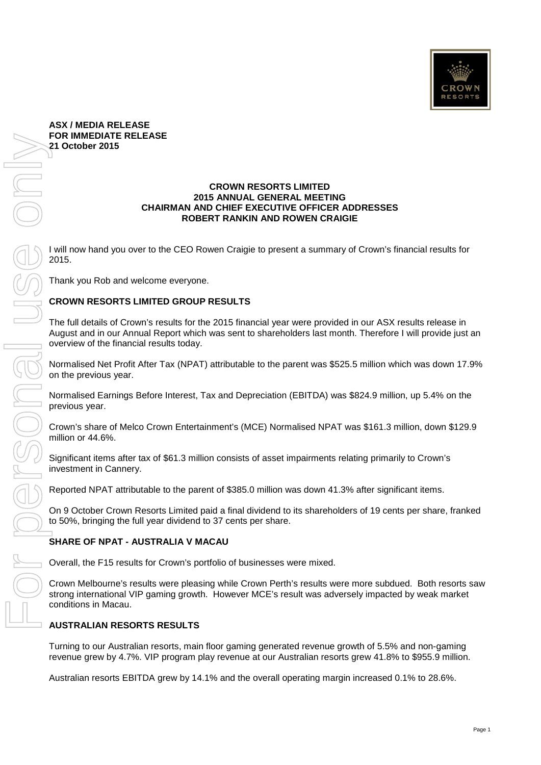**ASX / MEDIA RELEASE**
**FOR IMMEDIATE RELEASE**
**21 October 2015**

**CROWN RESORTS LIMITED**
**2015 ANNUAL GENERAL MEETING**
**CHAIRMAN AND CHIEF EXECUTIVE OFFICER ADDRESSES**
**ROBERT RANKIN AND ROWEN CRAIGIE**

I will now hand you over to the CEO Rowen Craigie to present a summary of Crown's financial results for 2015.

Thank you Rob and welcome everyone.

## CROWN RESORTS LIMITED GROUP RESULTS

The full details of Crown's results for the 2015 financial year were provided in our ASX results release in August and in our Annual Report which was sent to shareholders last month. Therefore I will provide just an overview of the financial results today.

Normalised Net Profit After Tax (NPAT) attributable to the parent was $525.5 million which was down 17.9% on the previous year.

Normalised Earnings Before Interest, Tax and Depreciation (EBITDA) was $824.9 million, up 5.4% on the previous year.

Crown's share of Melco Crown Entertainment's (MCE) Normalised NPAT was $161.3 million, down $129.9 million or 44.6%.

Significant items after tax of $61.3 million consists of asset impairments relating primarily to Crown's investment in Cannery.

Reported NPAT attributable to the parent of $385.0 million was down 41.3% after significant items.

On 9 October Crown Resorts Limited paid a final dividend to its shareholders of 19 cents per share, franked to 50%, bringing the full year dividend to 37 cents per share.

## SHARE OF NPAT - AUSTRALIA V MACAU

Overall, the F15 results for Crown's portfolio of businesses were mixed.

Crown Melbourne's results were pleasing while Crown Perth's results were more subdued. Both resorts saw strong international VIP gaming growth. However MCE's result was adversely impacted by weak market conditions in Macau.

## AUSTRALIAN RESORTS RESULTS

Turning to our Australian resorts, main floor gaming generated revenue growth of 5.5% and non-gaming revenue grew by 4.7%. VIP program play revenue at our Australian resorts grew 41.8% to $955.9 million.

Australian resorts EBITDA grew by 14.1% and the overall operating margin increased 0.1% to 28.6%.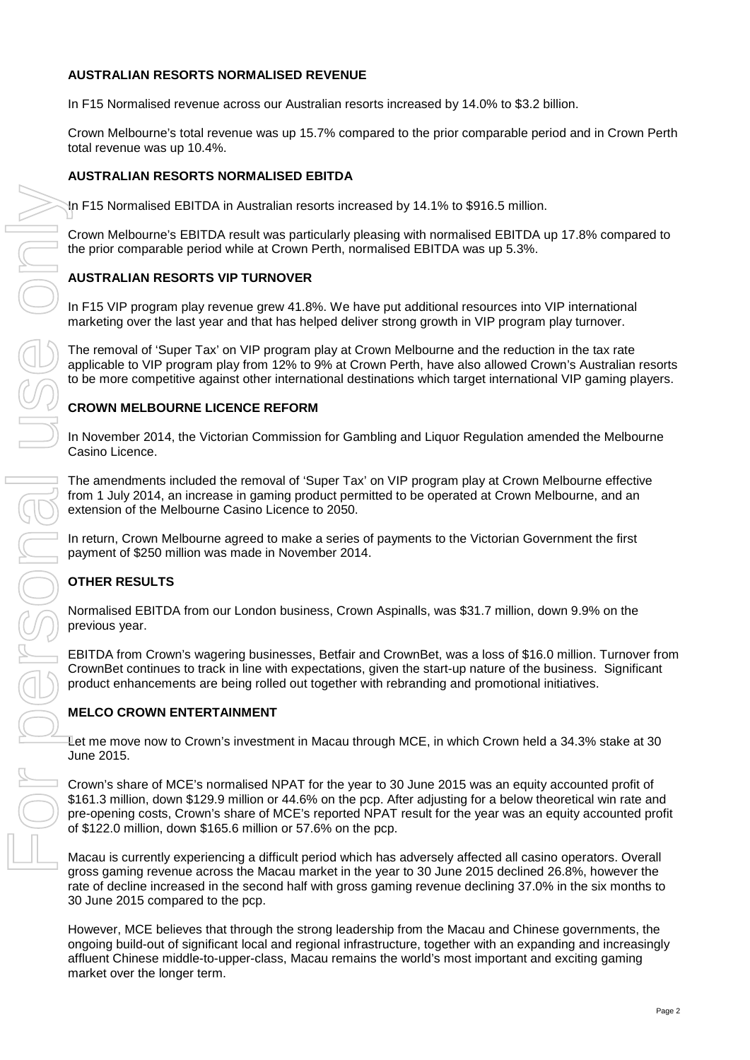## AUSTRALIAN RESORTS NORMALISED REVENUE

In F15 Normalised revenue across our Australian resorts increased by 14.0% to $3.2 billion.

Crown Melbourne's total revenue was up 15.7% compared to the prior comparable period and in Crown Perth total revenue was up 10.4%.

## AUSTRALIAN RESORTS NORMALISED EBITDA

In F15 Normalised EBITDA in Australian resorts increased by 14.1% to $916.5 million.

Crown Melbourne's EBITDA result was particularly pleasing with normalised EBITDA up 17.8% compared to the prior comparable period while at Crown Perth, normalised EBITDA was up 5.3%.

## AUSTRALIAN RESORTS VIP TURNOVER

In F15 VIP program play revenue grew 41.8%. We have put additional resources into VIP international marketing over the last year and that has helped deliver strong growth in VIP program play turnover.

The removal of 'Super Tax' on VIP program play at Crown Melbourne and the reduction in the tax rate applicable to VIP program play from 12% to 9% at Crown Perth, have also allowed Crown's Australian resorts to be more competitive against other international destinations which target international VIP gaming players.

## CROWN MELBOURNE LICENCE REFORM

In November 2014, the Victorian Commission for Gambling and Liquor Regulation amended the Melbourne Casino Licence.

The amendments included the removal of 'Super Tax' on VIP program play at Crown Melbourne effective from 1 July 2014, an increase in gaming product permitted to be operated at Crown Melbourne, and an extension of the Melbourne Casino Licence to 2050.

In return, Crown Melbourne agreed to make a series of payments to the Victorian Government the first payment of $250 million was made in November 2014.

## OTHER RESULTS

Normalised EBITDA from our London business, Crown Aspinalls, was $31.7 million, down 9.9% on the previous year.

EBITDA from Crown's wagering businesses, Betfair and CrownBet, was a loss of $16.0 million. Turnover from CrownBet continues to track in line with expectations, given the start-up nature of the business. Significant product enhancements are being rolled out together with rebranding and promotional initiatives.

## MELCO CROWN ENTERTAINMENT

Let me move now to Crown's investment in Macau through MCE, in which Crown held a 34.3% stake at 30 June 2015.

Crown's share of MCE's normalised NPAT for the year to 30 June 2015 was an equity accounted profit of $161.3 million, down $129.9 million or 44.6% on the pcp. After adjusting for a below theoretical win rate and pre-opening costs, Crown's share of MCE's reported NPAT result for the year was an equity accounted profit of $122.0 million, down $165.6 million or 57.6% on the pcp.

Macau is currently experiencing a difficult period which has adversely affected all casino operators. Overall gross gaming revenue across the Macau market in the year to 30 June 2015 declined 26.8%, however the rate of decline increased in the second half with gross gaming revenue declining 37.0% in the six months to 30 June 2015 compared to the pcp.

However, MCE believes that through the strong leadership from the Macau and Chinese governments, the ongoing build-out of significant local and regional infrastructure, together with an expanding and increasingly affluent Chinese middle-to-upper-class, Macau remains the world's most important and exciting gaming market over the longer term.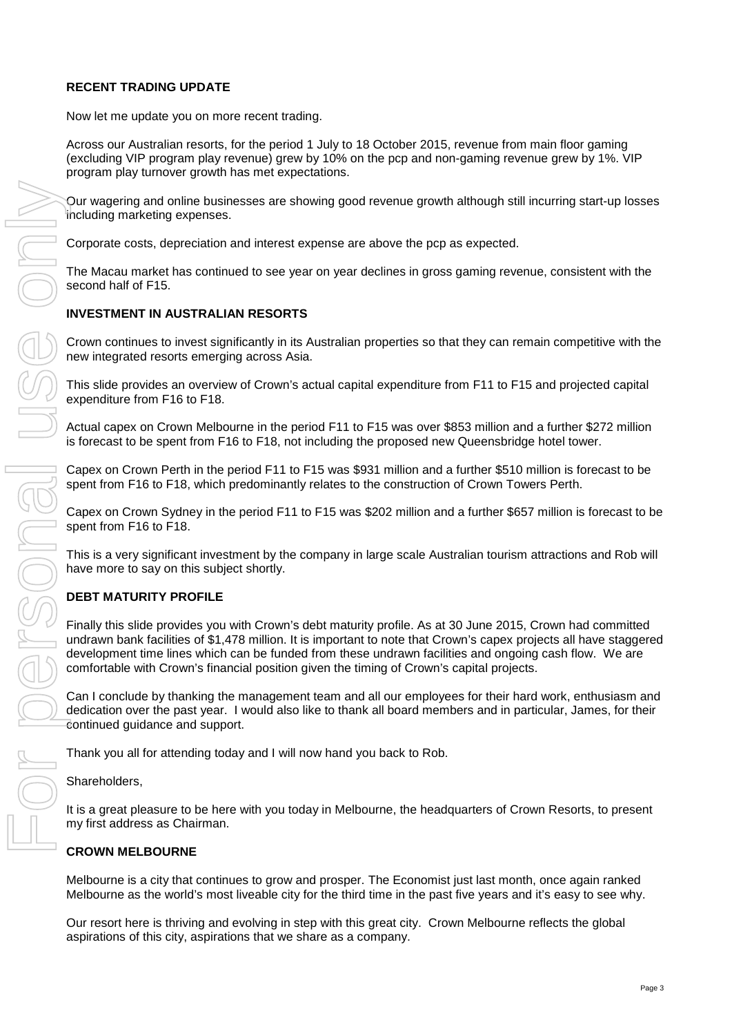**RECENT TRADING UPDATE**

Now let me update you on more recent trading.

Across our Australian resorts, for the period 1 July to 18 October 2015, revenue from main floor gaming (excluding VIP program play revenue) grew by 10% on the pcp and non-gaming revenue grew by 1%. VIP program play turnover growth has met expectations.

Our wagering and online businesses are showing good revenue growth although still incurring start-up losses including marketing expenses.

Corporate costs, depreciation and interest expense are above the pcp as expected.

The Macau market has continued to see year on year declines in gross gaming revenue, consistent with the second half of F15.

**INVESTMENT IN AUSTRALIAN RESORTS**

Crown continues to invest significantly in its Australian properties so that they can remain competitive with the new integrated resorts emerging across Asia.

This slide provides an overview of Crown's actual capital expenditure from F11 to F15 and projected capital expenditure from F16 to F18.

Actual capex on Crown Melbourne in the period F11 to F15 was over $853 million and a further $272 million is forecast to be spent from F16 to F18, not including the proposed new Queensbridge hotel tower.

Capex on Crown Perth in the period F11 to F15 was $931 million and a further $510 million is forecast to be spent from F16 to F18, which predominantly relates to the construction of Crown Towers Perth.

Capex on Crown Sydney in the period F11 to F15 was $202 million and a further $657 million is forecast to be spent from F16 to F18.

This is a very significant investment by the company in large scale Australian tourism attractions and Rob will have more to say on this subject shortly.

**DEBT MATURITY PROFILE**

Finally this slide provides you with Crown's debt maturity profile. As at 30 June 2015, Crown had committed undrawn bank facilities of $1,478 million. It is important to note that Crown's capex projects all have staggered development time lines which can be funded from these undrawn facilities and ongoing cash flow. We are comfortable with Crown's financial position given the timing of Crown's capital projects.

Can I conclude by thanking the management team and all our employees for their hard work, enthusiasm and dedication over the past year. I would also like to thank all board members and in particular, James, for their continued guidance and support.

Thank you all for attending today and I will now hand you back to Rob.

Shareholders,

It is a great pleasure to be here with you today in Melbourne, the headquarters of Crown Resorts, to present my first address as Chairman.

**CROWN MELBOURNE**

Melbourne is a city that continues to grow and prosper. The Economist just last month, once again ranked Melbourne as the world's most liveable city for the third time in the past five years and it's easy to see why.

Our resort here is thriving and evolving in step with this great city. Crown Melbourne reflects the global aspirations of this city, aspirations that we share as a company.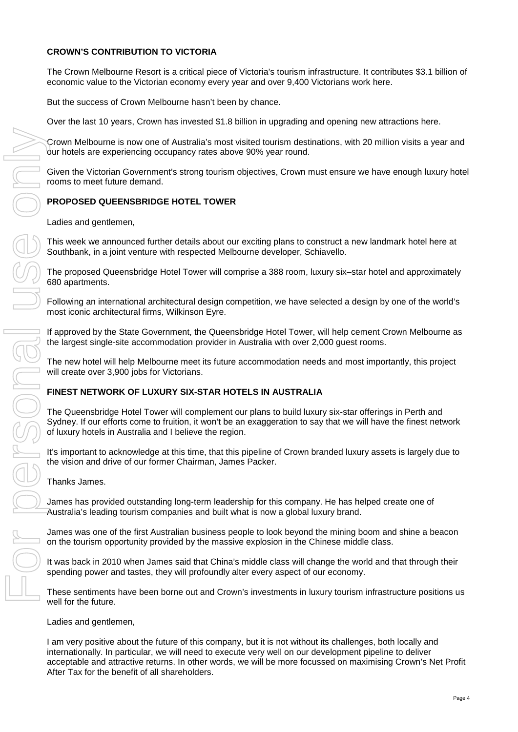## CROWN'S CONTRIBUTION TO VICTORIA

The Crown Melbourne Resort is a critical piece of Victoria's tourism infrastructure. It contributes $3.1 billion of economic value to the Victorian economy every year and over 9,400 Victorians work here.

But the success of Crown Melbourne hasn't been by chance.

Over the last 10 years, Crown has invested $1.8 billion in upgrading and opening new attractions here.

Crown Melbourne is now one of Australia's most visited tourism destinations, with 20 million visits a year and our hotels are experiencing occupancy rates above 90% year round.

Given the Victorian Government's strong tourism objectives, Crown must ensure we have enough luxury hotel rooms to meet future demand.

## PROPOSED QUEENSBRIDGE HOTEL TOWER

Ladies and gentlemen,

This week we announced further details about our exciting plans to construct a new landmark hotel here at Southbank, in a joint venture with respected Melbourne developer, Schiavello.

The proposed Queensbridge Hotel Tower will comprise a 388 room, luxury six–star hotel and approximately 680 apartments.

Following an international architectural design competition, we have selected a design by one of the world's most iconic architectural firms, Wilkinson Eyre.

If approved by the State Government, the Queensbridge Hotel Tower, will help cement Crown Melbourne as the largest single-site accommodation provider in Australia with over 2,000 guest rooms.

The new hotel will help Melbourne meet its future accommodation needs and most importantly, this project will create over 3,900 jobs for Victorians.

## FINEST NETWORK OF LUXURY SIX-STAR HOTELS IN AUSTRALIA

The Queensbridge Hotel Tower will complement our plans to build luxury six-star offerings in Perth and Sydney. If our efforts come to fruition, it won't be an exaggeration to say that we will have the finest network of luxury hotels in Australia and I believe the region.

It's important to acknowledge at this time, that this pipeline of Crown branded luxury assets is largely due to the vision and drive of our former Chairman, James Packer.

Thanks James.

James has provided outstanding long-term leadership for this company. He has helped create one of Australia's leading tourism companies and built what is now a global luxury brand.

James was one of the first Australian business people to look beyond the mining boom and shine a beacon on the tourism opportunity provided by the massive explosion in the Chinese middle class.

It was back in 2010 when James said that China's middle class will change the world and that through their spending power and tastes, they will profoundly alter every aspect of our economy.

These sentiments have been borne out and Crown's investments in luxury tourism infrastructure positions us well for the future.

Ladies and gentlemen,

I am very positive about the future of this company, but it is not without its challenges, both locally and internationally. In particular, we will need to execute very well on our development pipeline to deliver acceptable and attractive returns. In other words, we will be more focussed on maximising Crown's Net Profit After Tax for the benefit of all shareholders.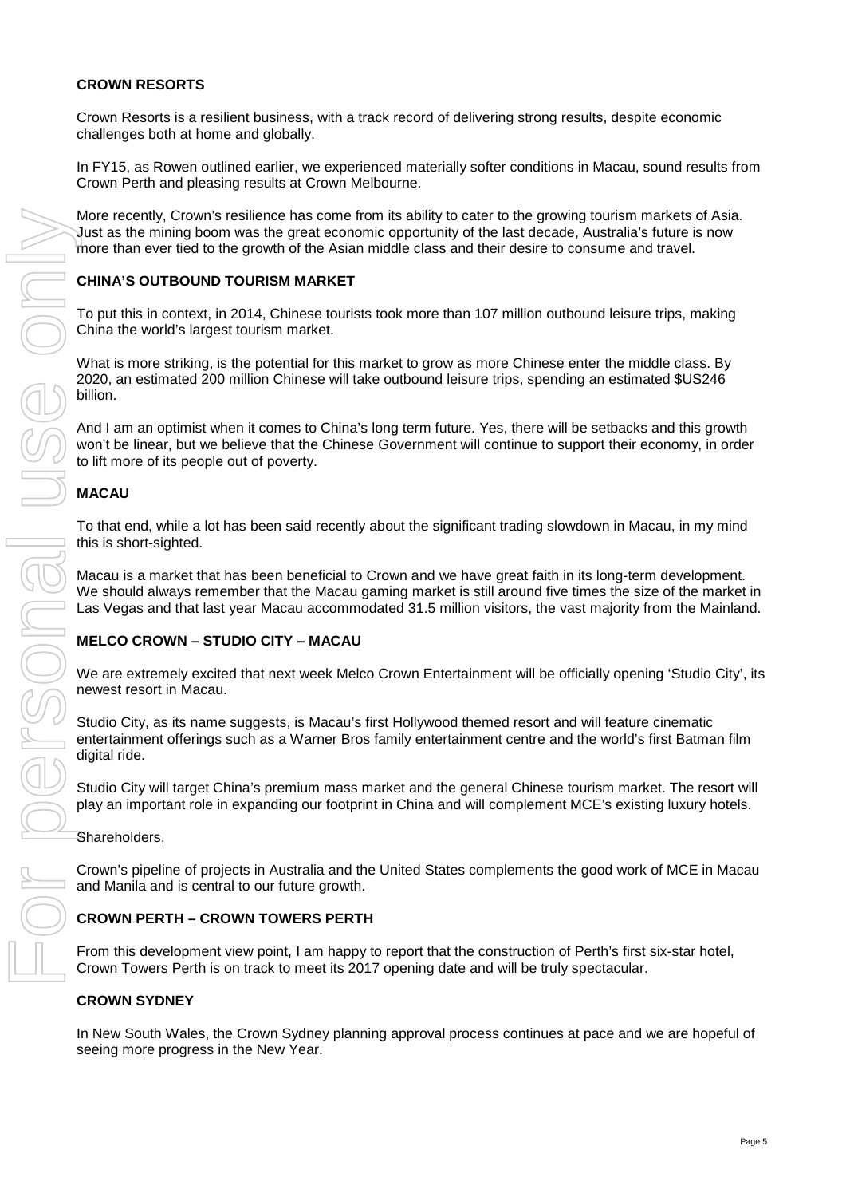## CROWN RESORTS

Crown Resorts is a resilient business, with a track record of delivering strong results, despite economic challenges both at home and globally.

In FY15, as Rowen outlined earlier, we experienced materially softer conditions in Macau, sound results from Crown Perth and pleasing results at Crown Melbourne.

More recently, Crown's resilience has come from its ability to cater to the growing tourism markets of Asia. Just as the mining boom was the great economic opportunity of the last decade, Australia's future is now more than ever tied to the growth of the Asian middle class and their desire to consume and travel.

## CHINA'S OUTBOUND TOURISM MARKET

To put this in context, in 2014, Chinese tourists took more than 107 million outbound leisure trips, making China the world's largest tourism market.

What is more striking, is the potential for this market to grow as more Chinese enter the middle class. By 2020, an estimated 200 million Chinese will take outbound leisure trips, spending an estimated $US246 billion.

And I am an optimist when it comes to China's long term future. Yes, there will be setbacks and this growth won't be linear, but we believe that the Chinese Government will continue to support their economy, in order to lift more of its people out of poverty.

## MACAU

To that end, while a lot has been said recently about the significant trading slowdown in Macau, in my mind this is short-sighted.

Macau is a market that has been beneficial to Crown and we have great faith in its long-term development. We should always remember that the Macau gaming market is still around five times the size of the market in Las Vegas and that last year Macau accommodated 31.5 million visitors, the vast majority from the Mainland.

## MELCO CROWN – STUDIO CITY – MACAU

We are extremely excited that next week Melco Crown Entertainment will be officially opening 'Studio City', its newest resort in Macau.

Studio City, as its name suggests, is Macau's first Hollywood themed resort and will feature cinematic entertainment offerings such as a Warner Bros family entertainment centre and the world's first Batman film digital ride.

Studio City will target China's premium mass market and the general Chinese tourism market. The resort will play an important role in expanding our footprint in China and will complement MCE's existing luxury hotels.

Shareholders,

Crown's pipeline of projects in Australia and the United States complements the good work of MCE in Macau and Manila and is central to our future growth.

## CROWN PERTH – CROWN TOWERS PERTH

From this development view point, I am happy to report that the construction of Perth's first six-star hotel, Crown Towers Perth is on track to meet its 2017 opening date and will be truly spectacular.

## CROWN SYDNEY

In New South Wales, the Crown Sydney planning approval process continues at pace and we are hopeful of seeing more progress in the New Year.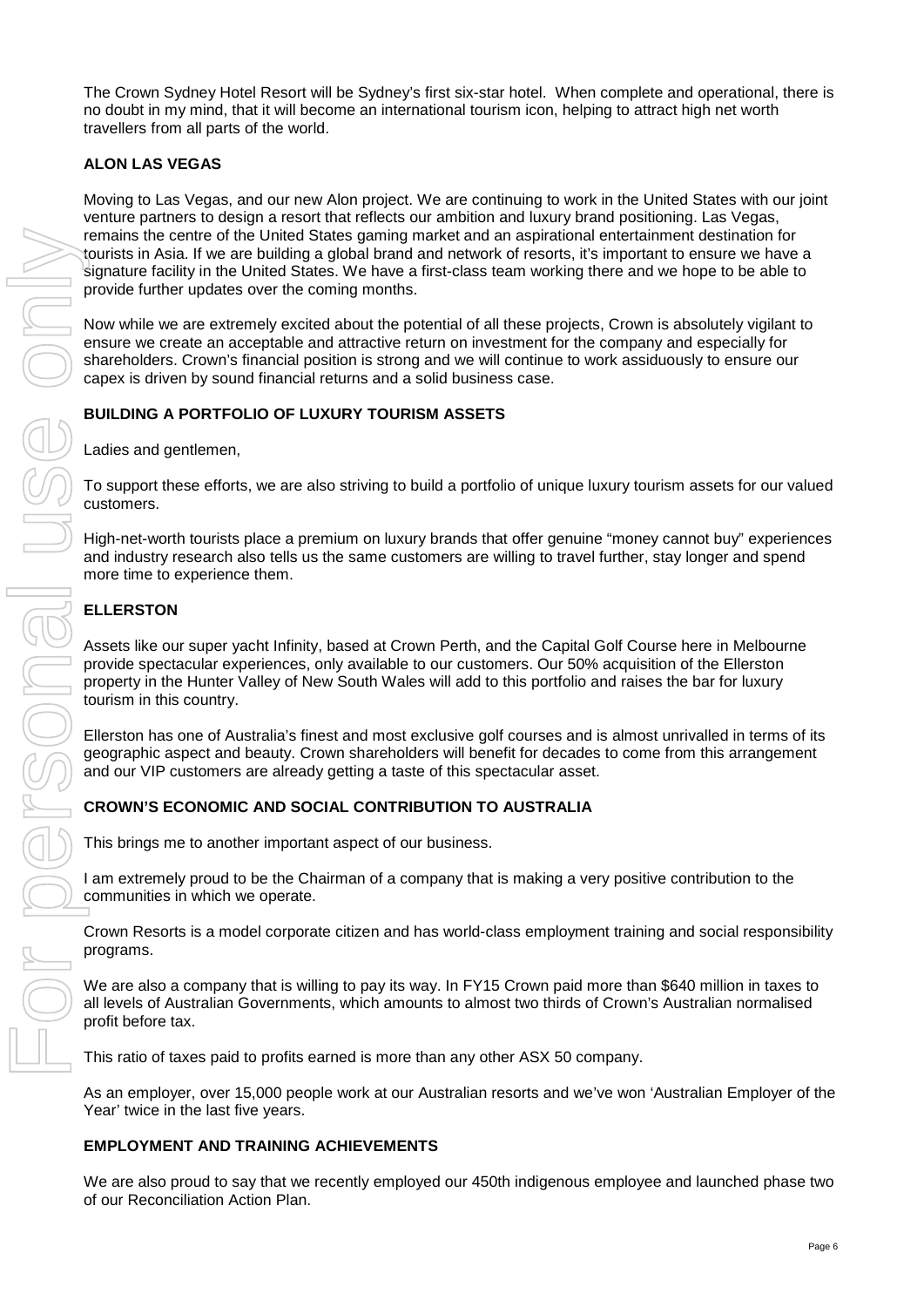The Crown Sydney Hotel Resort will be Sydney's first six-star hotel. When complete and operational, there is no doubt in my mind, that it will become an international tourism icon, helping to attract high net worth travellers from all parts of the world.

**ALON LAS VEGAS**

Moving to Las Vegas, and our new Alon project. We are continuing to work in the United States with our joint venture partners to design a resort that reflects our ambition and luxury brand positioning. Las Vegas, remains the centre of the United States gaming market and an aspirational entertainment destination for tourists in Asia. If we are building a global brand and network of resorts, it's important to ensure we have a signature facility in the United States. We have a first-class team working there and we hope to be able to provide further updates over the coming months.

Now while we are extremely excited about the potential of all these projects, Crown is absolutely vigilant to ensure we create an acceptable and attractive return on investment for the company and especially for shareholders. Crown's financial position is strong and we will continue to work assiduously to ensure our capex is driven by sound financial returns and a solid business case.

**BUILDING A PORTFOLIO OF LUXURY TOURISM ASSETS**

Ladies and gentlemen,

To support these efforts, we are also striving to build a portfolio of unique luxury tourism assets for our valued customers.

High-net-worth tourists place a premium on luxury brands that offer genuine "money cannot buy" experiences and industry research also tells us the same customers are willing to travel further, stay longer and spend more time to experience them.

**ELLERSTON**

Assets like our super yacht Infinity, based at Crown Perth, and the Capital Golf Course here in Melbourne provide spectacular experiences, only available to our customers. Our 50% acquisition of the Ellerston property in the Hunter Valley of New South Wales will add to this portfolio and raises the bar for luxury tourism in this country.

Ellerston has one of Australia's finest and most exclusive golf courses and is almost unrivalled in terms of its geographic aspect and beauty. Crown shareholders will benefit for decades to come from this arrangement and our VIP customers are already getting a taste of this spectacular asset.

**CROWN'S ECONOMIC AND SOCIAL CONTRIBUTION TO AUSTRALIA**

This brings me to another important aspect of our business.

I am extremely proud to be the Chairman of a company that is making a very positive contribution to the communities in which we operate.

Crown Resorts is a model corporate citizen and has world-class employment training and social responsibility programs.

We are also a company that is willing to pay its way. In FY15 Crown paid more than $640 million in taxes to all levels of Australian Governments, which amounts to almost two thirds of Crown's Australian normalised profit before tax.

This ratio of taxes paid to profits earned is more than any other ASX 50 company.

As an employer, over 15,000 people work at our Australian resorts and we've won 'Australian Employer of the Year' twice in the last five years.

**EMPLOYMENT AND TRAINING ACHIEVEMENTS**

We are also proud to say that we recently employed our 450th indigenous employee and launched phase two of our Reconciliation Action Plan.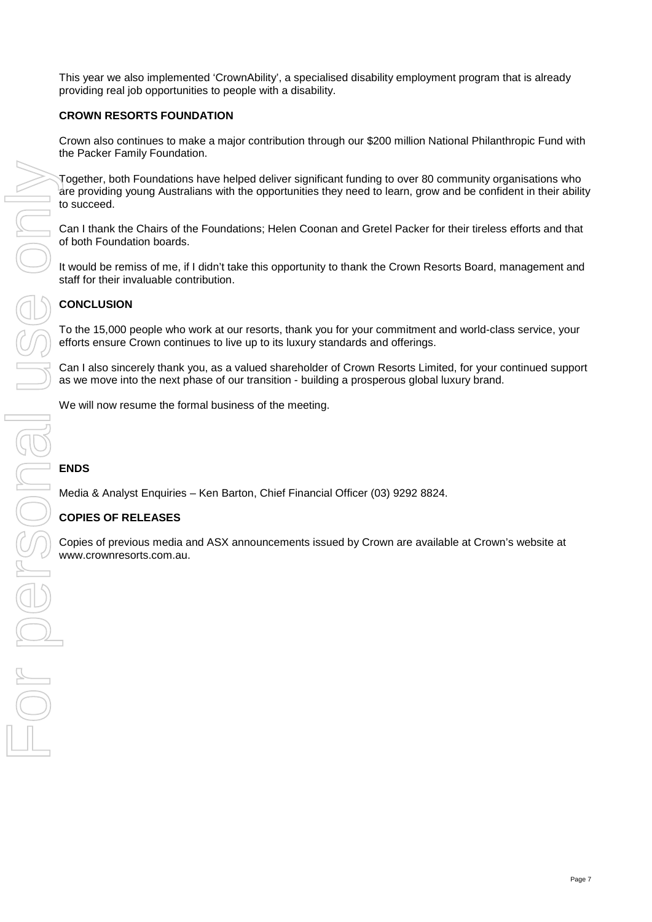This year we also implemented 'CrownAbility', a specialised disability employment program that is already providing real job opportunities to people with a disability.

## CROWN RESORTS FOUNDATION

Crown also continues to make a major contribution through our $200 million National Philanthropic Fund with the Packer Family Foundation.

Together, both Foundations have helped deliver significant funding to over 80 community organisations who are providing young Australians with the opportunities they need to learn, grow and be confident in their ability to succeed.

Can I thank the Chairs of the Foundations; Helen Coonan and Gretel Packer for their tireless efforts and that of both Foundation boards.

It would be remiss of me, if I didn't take this opportunity to thank the Crown Resorts Board, management and staff for their invaluable contribution.

## CONCLUSION

To the 15,000 people who work at our resorts, thank you for your commitment and world-class service, your efforts ensure Crown continues to live up to its luxury standards and offerings.

Can I also sincerely thank you, as a valued shareholder of Crown Resorts Limited, for your continued support as we move into the next phase of our transition - building a prosperous global luxury brand.

We will now resume the formal business of the meeting.

## ENDS

Media & Analyst Enquiries – Ken Barton, Chief Financial Officer (03) 9292 8824.

## COPIES OF RELEASES

Copies of previous media and ASX announcements issued by Crown are available at Crown's website at www.crownresorts.com.au.